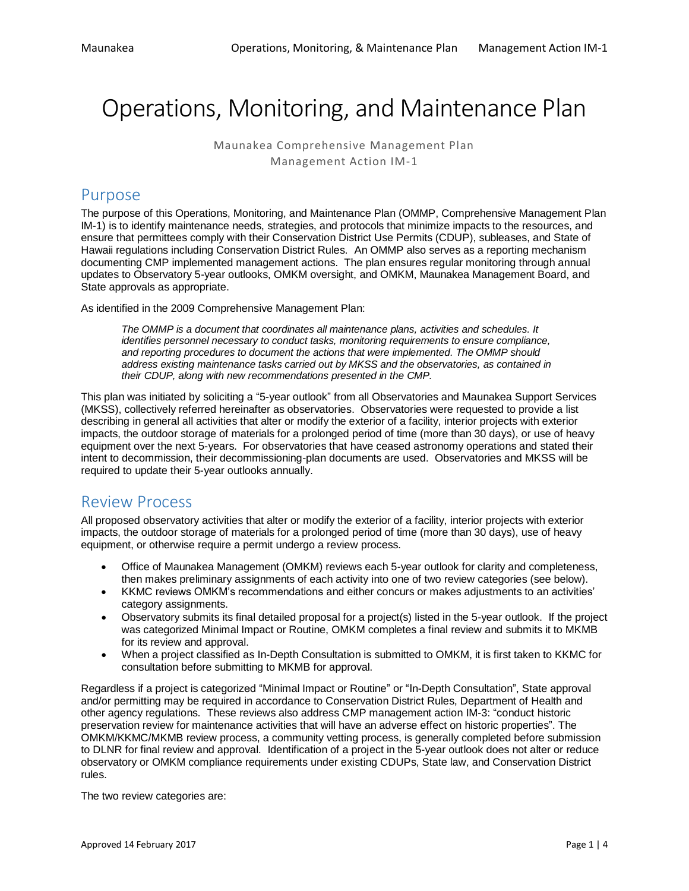# Operations, Monitoring, and Maintenance Plan

Maunakea Comprehensive Management Plan
Management Action IM-1

## Purpose

The purpose of this Operations, Monitoring, and Maintenance Plan (OMMP, Comprehensive Management Plan IM-1) is to identify maintenance needs, strategies, and protocols that minimize impacts to the resources, and ensure that permittees comply with their Conservation District Use Permits (CDUP), subleases, and State of Hawaii regulations including Conservation District Rules. An OMMP also serves as a reporting mechanism documenting CMP implemented management actions. The plan ensures regular monitoring through annual updates to Observatory 5-year outlooks, OMKM oversight, and OMKM, Maunakea Management Board, and State approvals as appropriate.

As identified in the 2009 Comprehensive Management Plan:

> *The OMMP is a document that coordinates all maintenance plans, activities and schedules. It identifies personnel necessary to conduct tasks, monitoring requirements to ensure compliance, and reporting procedures to document the actions that were implemented. The OMMP should address existing maintenance tasks carried out by MKSS and the observatories, as contained in their CDUP, along with new recommendations presented in the CMP.*

This plan was initiated by soliciting a "5-year outlook" from all Observatories and Maunakea Support Services (MKSS), collectively referred hereinafter as observatories. Observatories were requested to provide a list describing in general all activities that alter or modify the exterior of a facility, interior projects with exterior impacts, the outdoor storage of materials for a prolonged period of time (more than 30 days), or use of heavy equipment over the next 5-years. For observatories that have ceased astronomy operations and stated their intent to decommission, their decommissioning-plan documents are used. Observatories and MKSS will be required to update their 5-year outlooks annually.

## Review Process

All proposed observatory activities that alter or modify the exterior of a facility, interior projects with exterior impacts, the outdoor storage of materials for a prolonged period of time (more than 30 days), use of heavy equipment, or otherwise require a permit undergo a review process.

- Office of Maunakea Management (OMKM) reviews each 5-year outlook for clarity and completeness, then makes preliminary assignments of each activity into one of two review categories (see below).
- KKMC reviews OMKM's recommendations and either concurs or makes adjustments to an activities' category assignments.
- Observatory submits its final detailed proposal for a project(s) listed in the 5-year outlook. If the project was categorized Minimal Impact or Routine, OMKM completes a final review and submits it to MKMB for its review and approval.
- When a project classified as In-Depth Consultation is submitted to OMKM, it is first taken to KKMC for consultation before submitting to MKMB for approval.

Regardless if a project is categorized "Minimal Impact or Routine" or "In-Depth Consultation", State approval and/or permitting may be required in accordance to Conservation District Rules, Department of Health and other agency regulations. These reviews also address CMP management action IM-3: "conduct historic preservation review for maintenance activities that will have an adverse effect on historic properties". The OMKM/KKMC/MKMB review process, a community vetting process, is generally completed before submission to DLNR for final review and approval. Identification of a project in the 5-year outlook does not alter or reduce observatory or OMKM compliance requirements under existing CDUPs, State law, and Conservation District rules.

The two review categories are: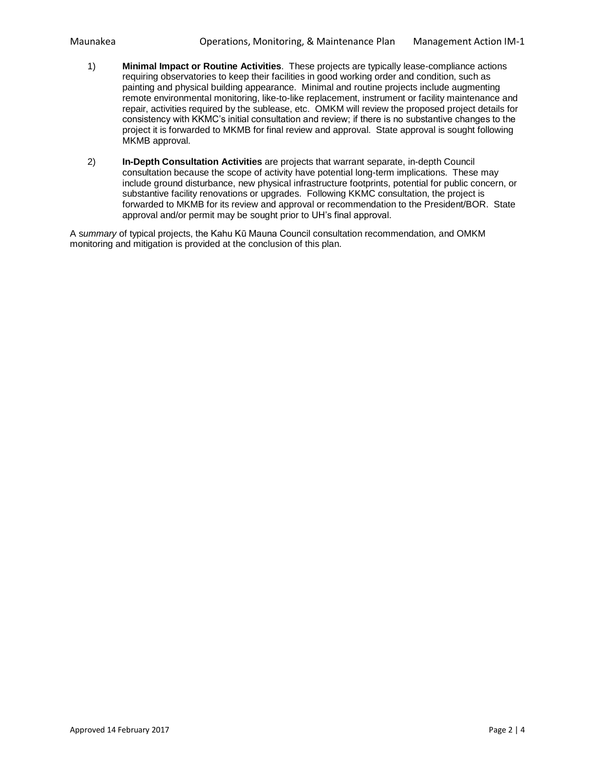1) **Minimal Impact or Routine Activities**. These projects are typically lease-compliance actions requiring observatories to keep their facilities in good working order and condition, such as painting and physical building appearance. Minimal and routine projects include augmenting remote environmental monitoring, like-to-like replacement, instrument or facility maintenance and repair, activities required by the sublease, etc. OMKM will review the proposed project details for consistency with KKMC's initial consultation and review; if there is no substantive changes to the project it is forwarded to MKMB for final review and approval. State approval is sought following MKMB approval.

2) **In-Depth Consultation Activities** are projects that warrant separate, in-depth Council consultation because the scope of activity have potential long-term implications. These may include ground disturbance, new physical infrastructure footprints, potential for public concern, or substantive facility renovations or upgrades. Following KKMC consultation, the project is forwarded to MKMB for its review and approval or recommendation to the President/BOR. State approval and/or permit may be sought prior to UH's final approval.

A s*ummary* of typical projects, the Kahu Kū Mauna Council consultation recommendation, and OMKM monitoring and mitigation is provided at the conclusion of this plan.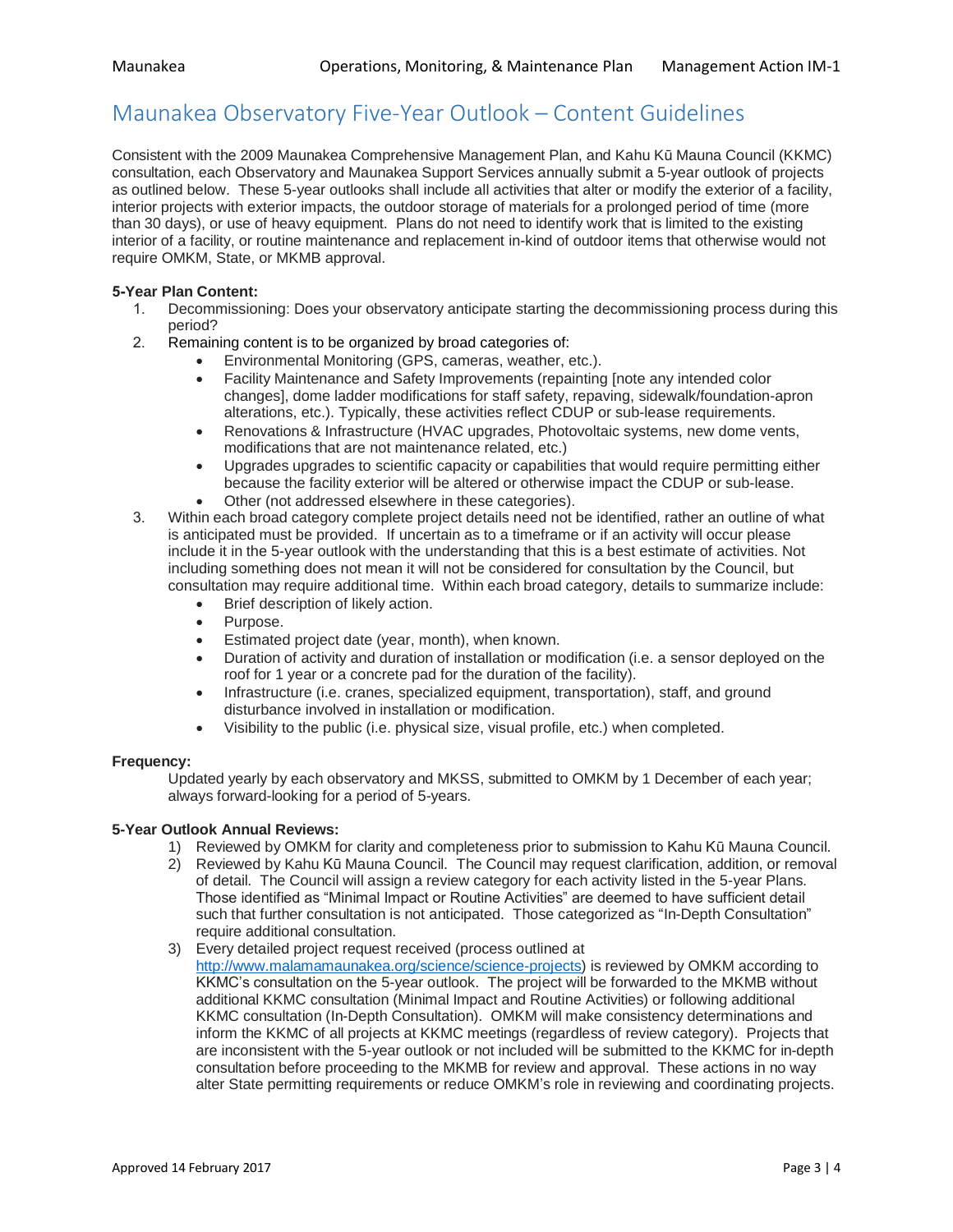# Maunakea Observatory Five-Year Outlook – Content Guidelines

Consistent with the 2009 Maunakea Comprehensive Management Plan, and Kahu Kū Mauna Council (KKMC) consultation, each Observatory and Maunakea Support Services annually submit a 5-year outlook of projects as outlined below. These 5-year outlooks shall include all activities that alter or modify the exterior of a facility, interior projects with exterior impacts, the outdoor storage of materials for a prolonged period of time (more than 30 days), or use of heavy equipment. Plans do not need to identify work that is limited to the existing interior of a facility, or routine maintenance and replacement in-kind of outdoor items that otherwise would not require OMKM, State, or MKMB approval.

**5-Year Plan Content:**

1. Decommissioning: Does your observatory anticipate starting the decommissioning process during this period?
2. Remaining content is to be organized by broad categories of:
   - Environmental Monitoring (GPS, cameras, weather, etc.).
   - Facility Maintenance and Safety Improvements (repainting [note any intended color changes], dome ladder modifications for staff safety, repaving, sidewalk/foundation-apron alterations, etc.). Typically, these activities reflect CDUP or sub-lease requirements.
   - Renovations & Infrastructure (HVAC upgrades, Photovoltaic systems, new dome vents, modifications that are not maintenance related, etc.)
   - Upgrades upgrades to scientific capacity or capabilities that would require permitting either because the facility exterior will be altered or otherwise impact the CDUP or sub-lease.
   - Other (not addressed elsewhere in these categories).
3. Within each broad category complete project details need not be identified, rather an outline of what is anticipated must be provided. If uncertain as to a timeframe or if an activity will occur please include it in the 5-year outlook with the understanding that this is a best estimate of activities. Not including something does not mean it will not be considered for consultation by the Council, but consultation may require additional time. Within each broad category, details to summarize include:
   - Brief description of likely action.
   - Purpose.
   - Estimated project date (year, month), when known.
   - Duration of activity and duration of installation or modification (i.e. a sensor deployed on the roof for 1 year or a concrete pad for the duration of the facility).
   - Infrastructure (i.e. cranes, specialized equipment, transportation), staff, and ground disturbance involved in installation or modification.
   - Visibility to the public (i.e. physical size, visual profile, etc.) when completed.

**Frequency:**

Updated yearly by each observatory and MKSS, submitted to OMKM by 1 December of each year; always forward-looking for a period of 5-years.

**5-Year Outlook Annual Reviews:**

1) Reviewed by OMKM for clarity and completeness prior to submission to Kahu Kū Mauna Council.
2) Reviewed by Kahu Kū Mauna Council. The Council may request clarification, addition, or removal of detail. The Council will assign a review category for each activity listed in the 5-year Plans. Those identified as "Minimal Impact or Routine Activities" are deemed to have sufficient detail such that further consultation is not anticipated. Those categorized as "In-Depth Consultation" require additional consultation.
3) Every detailed project request received (process outlined at http://www.malamamaunakea.org/science/science-projects) is reviewed by OMKM according to KKMC's consultation on the 5-year outlook. The project will be forwarded to the MKMB without additional KKMC consultation (Minimal Impact and Routine Activities) or following additional KKMC consultation (In-Depth Consultation). OMKM will make consistency determinations and inform the KKMC of all projects at KKMC meetings (regardless of review category). Projects that are inconsistent with the 5-year outlook or not included will be submitted to the KKMC for in-depth consultation before proceeding to the MKMB for review and approval. These actions in no way alter State permitting requirements or reduce OMKM's role in reviewing and coordinating projects.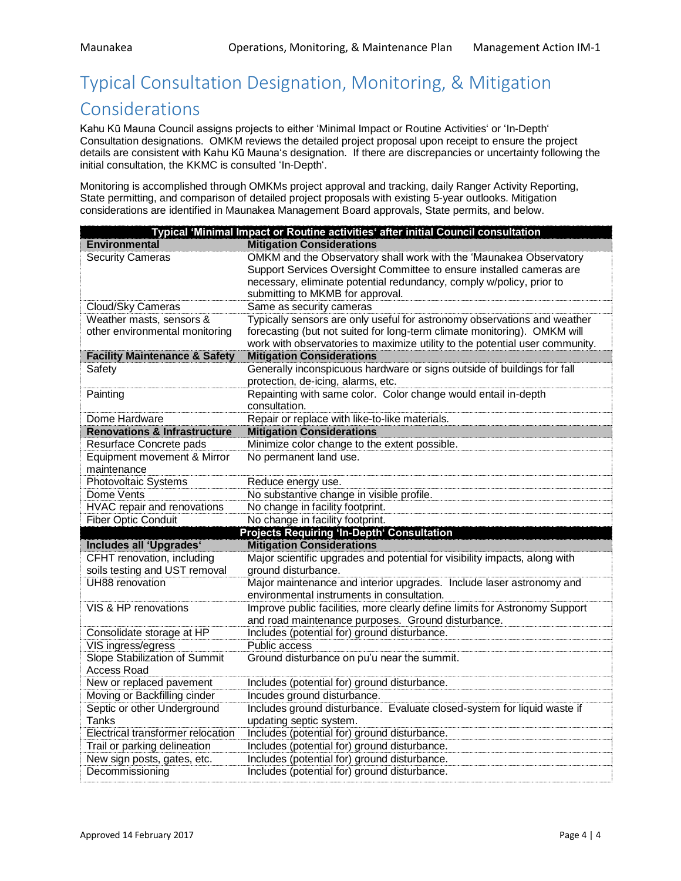# Typical Consultation Designation, Monitoring, & Mitigation Considerations

Kahu Kū Mauna Council assigns projects to either 'Minimal Impact or Routine Activities' or 'In-Depth' Consultation designations. OMKM reviews the detailed project proposal upon receipt to ensure the project details are consistent with Kahu Kū Mauna's designation. If there are discrepancies or uncertainty following the initial consultation, the KKMC is consulted 'In-Depth'.

Monitoring is accomplished through OMKMs project approval and tracking, daily Ranger Activity Reporting, State permitting, and comparison of detailed project proposals with existing 5-year outlooks. Mitigation considerations are identified in Maunakea Management Board approvals, State permits, and below.

| Typical 'Minimal Impact or Routine activities' after initial Council consultation | |
|---|---|
| **Environmental** | **Mitigation Considerations** |
| Security Cameras | OMKM and the Observatory shall work with the 'Maunakea Observatory Support Services Oversight Committee to ensure installed cameras are necessary, eliminate potential redundancy, comply w/policy, prior to submitting to MKMB for approval. |
| Cloud/Sky Cameras | Same as security cameras |
| Weather masts, sensors & other environmental monitoring | Typically sensors are only useful for astronomy observations and weather forecasting (but not suited for long-term climate monitoring). OMKM will work with observatories to maximize utility to the potential user community. |
| **Facility Maintenance & Safety** | **Mitigation Considerations** |
| Safety | Generally inconspicuous hardware or signs outside of buildings for fall protection, de-icing, alarms, etc. |
| Painting | Repainting with same color. Color change would entail in-depth consultation. |
| Dome Hardware | Repair or replace with like-to-like materials. |
| **Renovations & Infrastructure** | **Mitigation Considerations** |
| Resurface Concrete pads | Minimize color change to the extent possible. |
| Equipment movement & Mirror maintenance | No permanent land use. |
| Photovoltaic Systems | Reduce energy use. |
| Dome Vents | No substantive change in visible profile. |
| HVAC repair and renovations | No change in facility footprint. |
| Fiber Optic Conduit | No change in facility footprint. |
| **Projects Requiring 'In-Depth' Consultation** | |
| **Includes all 'Upgrades'** | **Mitigation Considerations** |
| CFHT renovation, including soils testing and UST removal | Major scientific upgrades and potential for visibility impacts, along with ground disturbance. |
| UH88 renovation | Major maintenance and interior upgrades. Include laser astronomy and environmental instruments in consultation. |
| VIS & HP renovations | Improve public facilities, more clearly define limits for Astronomy Support and road maintenance purposes. Ground disturbance. |
| Consolidate storage at HP | Includes (potential for) ground disturbance. |
| VIS ingress/egress | Public access |
| Slope Stabilization of Summit Access Road | Ground disturbance on pu'u near the summit. |
| New or replaced pavement | Includes (potential for) ground disturbance. |
| Moving or Backfilling cinder | Incudes ground disturbance. |
| Septic or other Underground Tanks | Includes ground disturbance. Evaluate closed-system for liquid waste if updating septic system. |
| Electrical transformer relocation | Includes (potential for) ground disturbance. |
| Trail or parking delineation | Includes (potential for) ground disturbance. |
| New sign posts, gates, etc. | Includes (potential for) ground disturbance. |
| Decommissioning | Includes (potential for) ground disturbance. |

Approved 14 February 2017